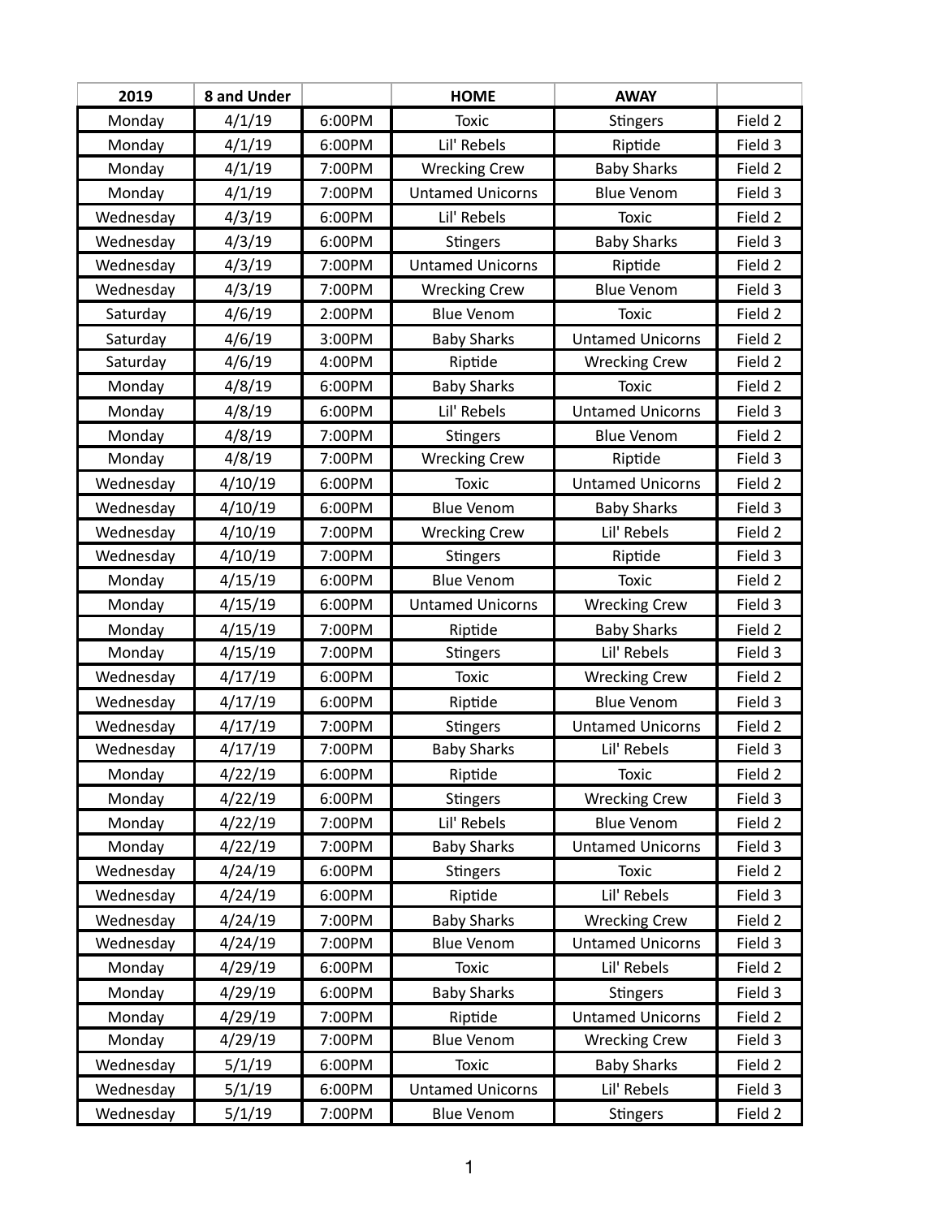| 2019 | 8 and Under | | HOME | AWAY | |
|---|---|---|---|---|---|
| Monday | 4/1/19 | 6:00PM | Toxic | Stingers | Field 2 |
| Monday | 4/1/19 | 6:00PM | Lil' Rebels | Riptide | Field 3 |
| Monday | 4/1/19 | 7:00PM | Wrecking Crew | Baby Sharks | Field 2 |
| Monday | 4/1/19 | 7:00PM | Untamed Unicorns | Blue Venom | Field 3 |
| Wednesday | 4/3/19 | 6:00PM | Lil' Rebels | Toxic | Field 2 |
| Wednesday | 4/3/19 | 6:00PM | Stingers | Baby Sharks | Field 3 |
| Wednesday | 4/3/19 | 7:00PM | Untamed Unicorns | Riptide | Field 2 |
| Wednesday | 4/3/19 | 7:00PM | Wrecking Crew | Blue Venom | Field 3 |
| Saturday | 4/6/19 | 2:00PM | Blue Venom | Toxic | Field 2 |
| Saturday | 4/6/19 | 3:00PM | Baby Sharks | Untamed Unicorns | Field 2 |
| Saturday | 4/6/19 | 4:00PM | Riptide | Wrecking Crew | Field 2 |
| Monday | 4/8/19 | 6:00PM | Baby Sharks | Toxic | Field 2 |
| Monday | 4/8/19 | 6:00PM | Lil' Rebels | Untamed Unicorns | Field 3 |
| Monday | 4/8/19 | 7:00PM | Stingers | Blue Venom | Field 2 |
| Monday | 4/8/19 | 7:00PM | Wrecking Crew | Riptide | Field 3 |
| Wednesday | 4/10/19 | 6:00PM | Toxic | Untamed Unicorns | Field 2 |
| Wednesday | 4/10/19 | 6:00PM | Blue Venom | Baby Sharks | Field 3 |
| Wednesday | 4/10/19 | 7:00PM | Wrecking Crew | Lil' Rebels | Field 2 |
| Wednesday | 4/10/19 | 7:00PM | Stingers | Riptide | Field 3 |
| Monday | 4/15/19 | 6:00PM | Blue Venom | Toxic | Field 2 |
| Monday | 4/15/19 | 6:00PM | Untamed Unicorns | Wrecking Crew | Field 3 |
| Monday | 4/15/19 | 7:00PM | Riptide | Baby Sharks | Field 2 |
| Monday | 4/15/19 | 7:00PM | Stingers | Lil' Rebels | Field 3 |
| Wednesday | 4/17/19 | 6:00PM | Toxic | Wrecking Crew | Field 2 |
| Wednesday | 4/17/19 | 6:00PM | Riptide | Blue Venom | Field 3 |
| Wednesday | 4/17/19 | 7:00PM | Stingers | Untamed Unicorns | Field 2 |
| Wednesday | 4/17/19 | 7:00PM | Baby Sharks | Lil' Rebels | Field 3 |
| Monday | 4/22/19 | 6:00PM | Riptide | Toxic | Field 2 |
| Monday | 4/22/19 | 6:00PM | Stingers | Wrecking Crew | Field 3 |
| Monday | 4/22/19 | 7:00PM | Lil' Rebels | Blue Venom | Field 2 |
| Monday | 4/22/19 | 7:00PM | Baby Sharks | Untamed Unicorns | Field 3 |
| Wednesday | 4/24/19 | 6:00PM | Stingers | Toxic | Field 2 |
| Wednesday | 4/24/19 | 6:00PM | Riptide | Lil' Rebels | Field 3 |
| Wednesday | 4/24/19 | 7:00PM | Baby Sharks | Wrecking Crew | Field 2 |
| Wednesday | 4/24/19 | 7:00PM | Blue Venom | Untamed Unicorns | Field 3 |
| Monday | 4/29/19 | 6:00PM | Toxic | Lil' Rebels | Field 2 |
| Monday | 4/29/19 | 6:00PM | Baby Sharks | Stingers | Field 3 |
| Monday | 4/29/19 | 7:00PM | Riptide | Untamed Unicorns | Field 2 |
| Monday | 4/29/19 | 7:00PM | Blue Venom | Wrecking Crew | Field 3 |
| Wednesday | 5/1/19 | 6:00PM | Toxic | Baby Sharks | Field 2 |
| Wednesday | 5/1/19 | 6:00PM | Untamed Unicorns | Lil' Rebels | Field 3 |
| Wednesday | 5/1/19 | 7:00PM | Blue Venom | Stingers | Field 2 |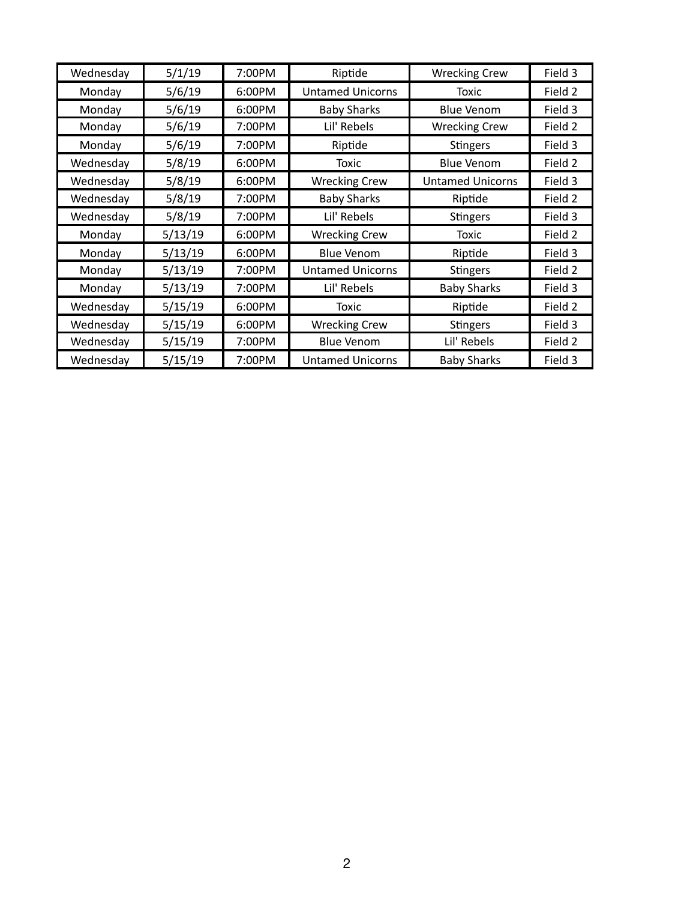| | | | | | |
|---|---|---|---|---|---|
| Wednesday | 5/1/19 | 7:00PM | Riptide | Wrecking Crew | Field 3 |
| Monday | 5/6/19 | 6:00PM | Untamed Unicorns | Toxic | Field 2 |
| Monday | 5/6/19 | 6:00PM | Baby Sharks | Blue Venom | Field 3 |
| Monday | 5/6/19 | 7:00PM | Lil' Rebels | Wrecking Crew | Field 2 |
| Monday | 5/6/19 | 7:00PM | Riptide | Stingers | Field 3 |
| Wednesday | 5/8/19 | 6:00PM | Toxic | Blue Venom | Field 2 |
| Wednesday | 5/8/19 | 6:00PM | Wrecking Crew | Untamed Unicorns | Field 3 |
| Wednesday | 5/8/19 | 7:00PM | Baby Sharks | Riptide | Field 2 |
| Wednesday | 5/8/19 | 7:00PM | Lil' Rebels | Stingers | Field 3 |
| Monday | 5/13/19 | 6:00PM | Wrecking Crew | Toxic | Field 2 |
| Monday | 5/13/19 | 6:00PM | Blue Venom | Riptide | Field 3 |
| Monday | 5/13/19 | 7:00PM | Untamed Unicorns | Stingers | Field 2 |
| Monday | 5/13/19 | 7:00PM | Lil' Rebels | Baby Sharks | Field 3 |
| Wednesday | 5/15/19 | 6:00PM | Toxic | Riptide | Field 2 |
| Wednesday | 5/15/19 | 6:00PM | Wrecking Crew | Stingers | Field 3 |
| Wednesday | 5/15/19 | 7:00PM | Blue Venom | Lil' Rebels | Field 2 |
| Wednesday | 5/15/19 | 7:00PM | Untamed Unicorns | Baby Sharks | Field 3 |